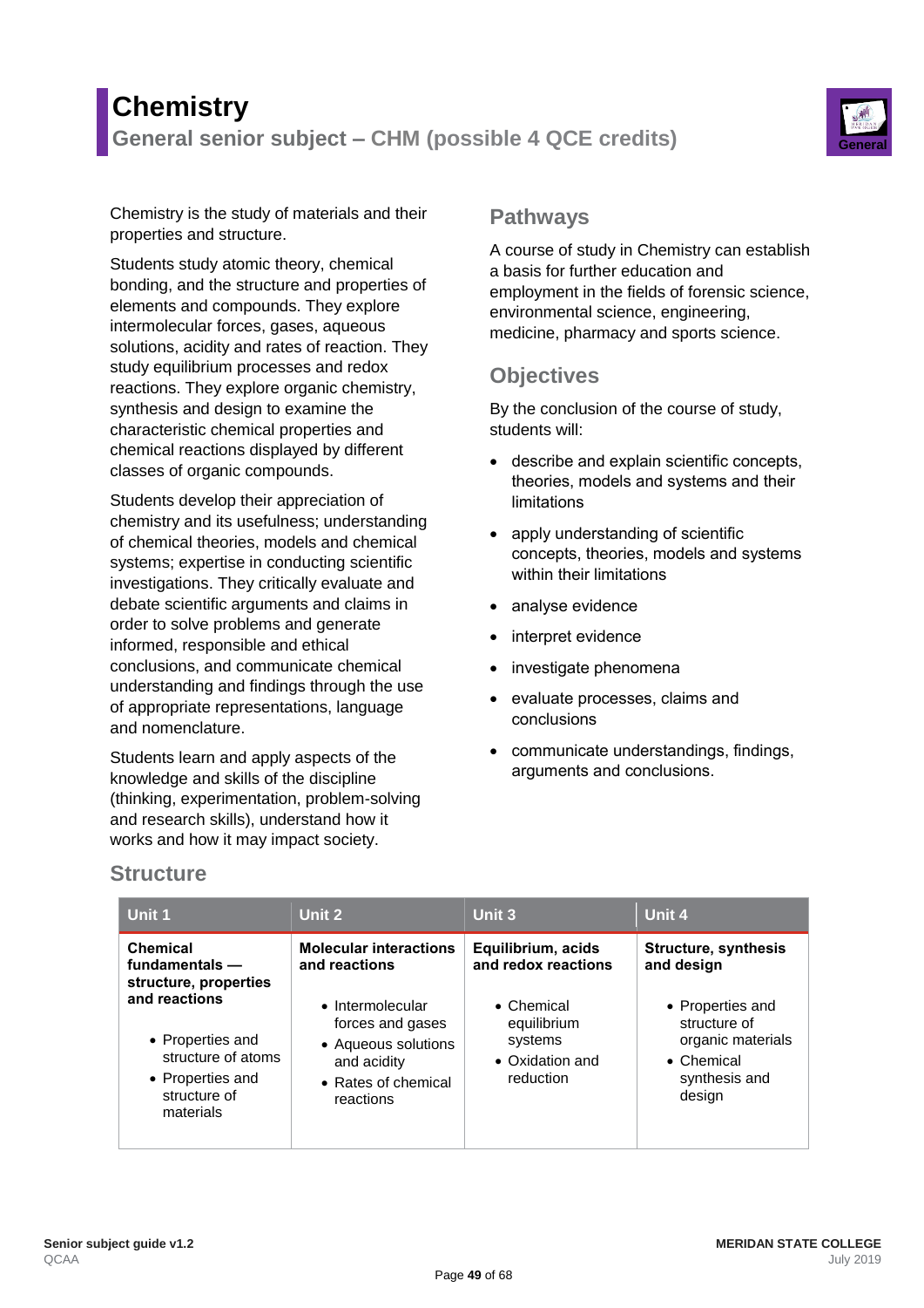# Chemistry

## General senior subject – CHM (possible 4 QCE credits)

Chemistry is the study of materials and their properties and structure.

Students study atomic theory, chemical bonding, and the structure and properties of elements and compounds. They explore intermolecular forces, gases, aqueous solutions, acidity and rates of reaction. They study equilibrium processes and redox reactions. They explore organic chemistry, synthesis and design to examine the characteristic chemical properties and chemical reactions displayed by different classes of organic compounds.

Students develop their appreciation of chemistry and its usefulness; understanding of chemical theories, models and chemical systems; expertise in conducting scientific investigations. They critically evaluate and debate scientific arguments and claims in order to solve problems and generate informed, responsible and ethical conclusions, and communicate chemical understanding and findings through the use of appropriate representations, language and nomenclature.

Students learn and apply aspects of the knowledge and skills of the discipline (thinking, experimentation, problem-solving and research skills), understand how it works and how it may impact society.

## Pathways

A course of study in Chemistry can establish a basis for further education and employment in the fields of forensic science, environmental science, engineering, medicine, pharmacy and sports science.

## Objectives

By the conclusion of the course of study, students will:

- describe and explain scientific concepts, theories, models and systems and their limitations
- apply understanding of scientific concepts, theories, models and systems within their limitations
- analyse evidence
- interpret evidence
- investigate phenomena
- evaluate processes, claims and conclusions
- communicate understandings, findings, arguments and conclusions.

## Structure

| Unit 1 | Unit 2 | Unit 3 | Unit 4 |
|---|---|---|---|
| **Chemical fundamentals — structure, properties and reactions**<br>• Properties and structure of atoms<br>• Properties and structure of materials | **Molecular interactions and reactions**<br>• Intermolecular forces and gases<br>• Aqueous solutions and acidity<br>• Rates of chemical reactions | **Equilibrium, acids and redox reactions**<br>• Chemical equilibrium systems<br>• Oxidation and reduction | **Structure, synthesis and design**<br>• Properties and structure of organic materials<br>• Chemical synthesis and design |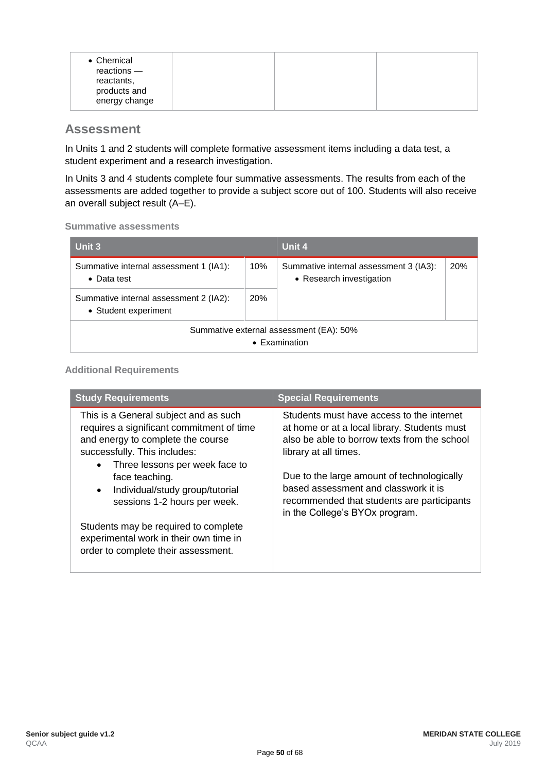| | | | |
|---|---|---|---|
| • Chemical reactions — reactants, products and energy change | | | |

## Assessment

In Units 1 and 2 students will complete formative assessment items including a data test, a student experiment and a research investigation.

In Units 3 and 4 students complete four summative assessments. The results from each of the assessments are added together to provide a subject score out of 100. Students will also receive an overall subject result (A–E).

### Summative assessments

| Unit 3 | | Unit 4 | |
|---|---|---|---|
| Summative internal assessment 1 (IA1): • Data test | 10% | Summative internal assessment 3 (IA3): • Research investigation | 20% |
| Summative internal assessment 2 (IA2): • Student experiment | 20% | | |
| Summative external assessment (EA): 50% • Examination | | | |

### Additional Requirements

| Study Requirements | Special Requirements |
|---|---|
| This is a General subject and as such requires a significant commitment of time and energy to complete the course successfully. This includes: • Three lessons per week face to face teaching. • Individual/study group/tutorial sessions 1-2 hours per week. Students may be required to complete experimental work in their own time in order to complete their assessment. | Students must have access to the internet at home or at a local library. Students must also be able to borrow texts from the school library at all times. Due to the large amount of technologically based assessment and classwork it is recommended that students are participants in the College's BYOx program. |